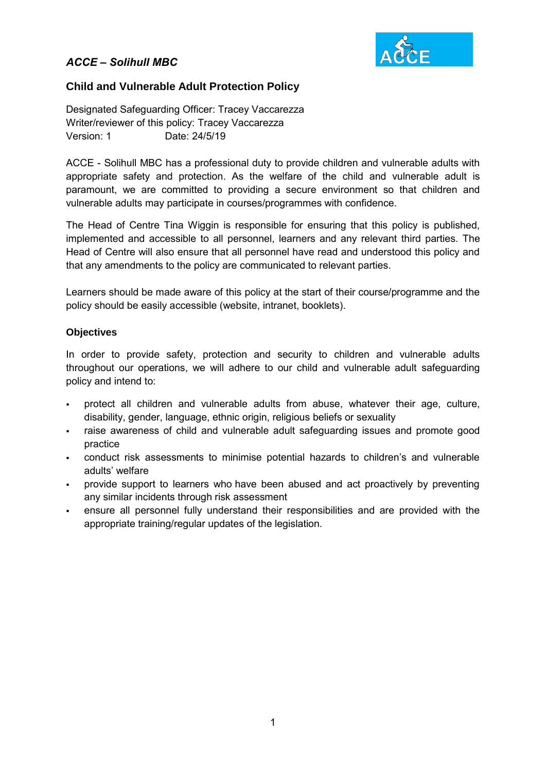*ACCE – Solihull MBC*

## Child and Vulnerable Adult Protection Policy

Designated Safeguarding Officer: Tracey Vaccarezza
Writer/reviewer of this policy: Tracey Vaccarezza
Version: 1 Date: 24/5/19

ACCE - Solihull MBC has a professional duty to provide children and vulnerable adults with appropriate safety and protection. As the welfare of the child and vulnerable adult is paramount, we are committed to providing a secure environment so that children and vulnerable adults may participate in courses/programmes with confidence.

The Head of Centre Tina Wiggin is responsible for ensuring that this policy is published, implemented and accessible to all personnel, learners and any relevant third parties. The Head of Centre will also ensure that all personnel have read and understood this policy and that any amendments to the policy are communicated to relevant parties.

Learners should be made aware of this policy at the start of their course/programme and the policy should be easily accessible (website, intranet, booklets).

### Objectives

In order to provide safety, protection and security to children and vulnerable adults throughout our operations, we will adhere to our child and vulnerable adult safeguarding policy and intend to:

- protect all children and vulnerable adults from abuse, whatever their age, culture, disability, gender, language, ethnic origin, religious beliefs or sexuality
- raise awareness of child and vulnerable adult safeguarding issues and promote good practice
- conduct risk assessments to minimise potential hazards to children's and vulnerable adults' welfare
- provide support to learners who have been abused and act proactively by preventing any similar incidents through risk assessment
- ensure all personnel fully understand their responsibilities and are provided with the appropriate training/regular updates of the legislation.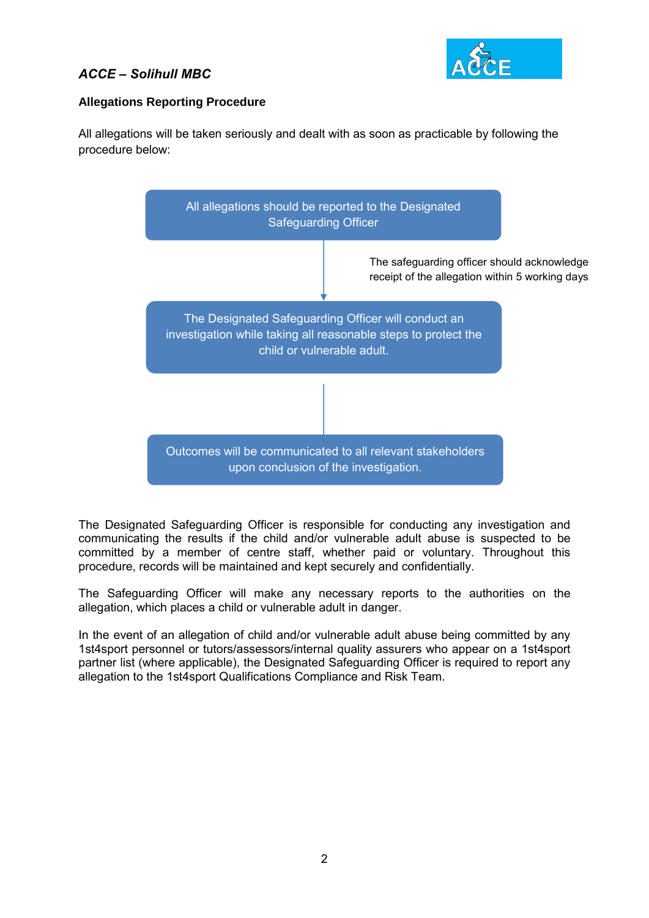*ACCE – Solihull MBC*

**Allegations Reporting Procedure**

All allegations will be taken seriously and dealt with as soon as practicable by following the procedure below:

All allegations should be reported to the Designated Safeguarding Officer

The safeguarding officer should acknowledge receipt of the allegation within 5 working days

The Designated Safeguarding Officer will conduct an investigation while taking all reasonable steps to protect the child or vulnerable adult.

Outcomes will be communicated to all relevant stakeholders upon conclusion of the investigation.

The Designated Safeguarding Officer is responsible for conducting any investigation and communicating the results if the child and/or vulnerable adult abuse is suspected to be committed by a member of centre staff, whether paid or voluntary. Throughout this procedure, records will be maintained and kept securely and confidentially.

The Safeguarding Officer will make any necessary reports to the authorities on the allegation, which places a child or vulnerable adult in danger.

In the event of an allegation of child and/or vulnerable adult abuse being committed by any 1st4sport personnel or tutors/assessors/internal quality assurers who appear on a 1st4sport partner list (where applicable), the Designated Safeguarding Officer is required to report any allegation to the 1st4sport Qualifications Compliance and Risk Team.